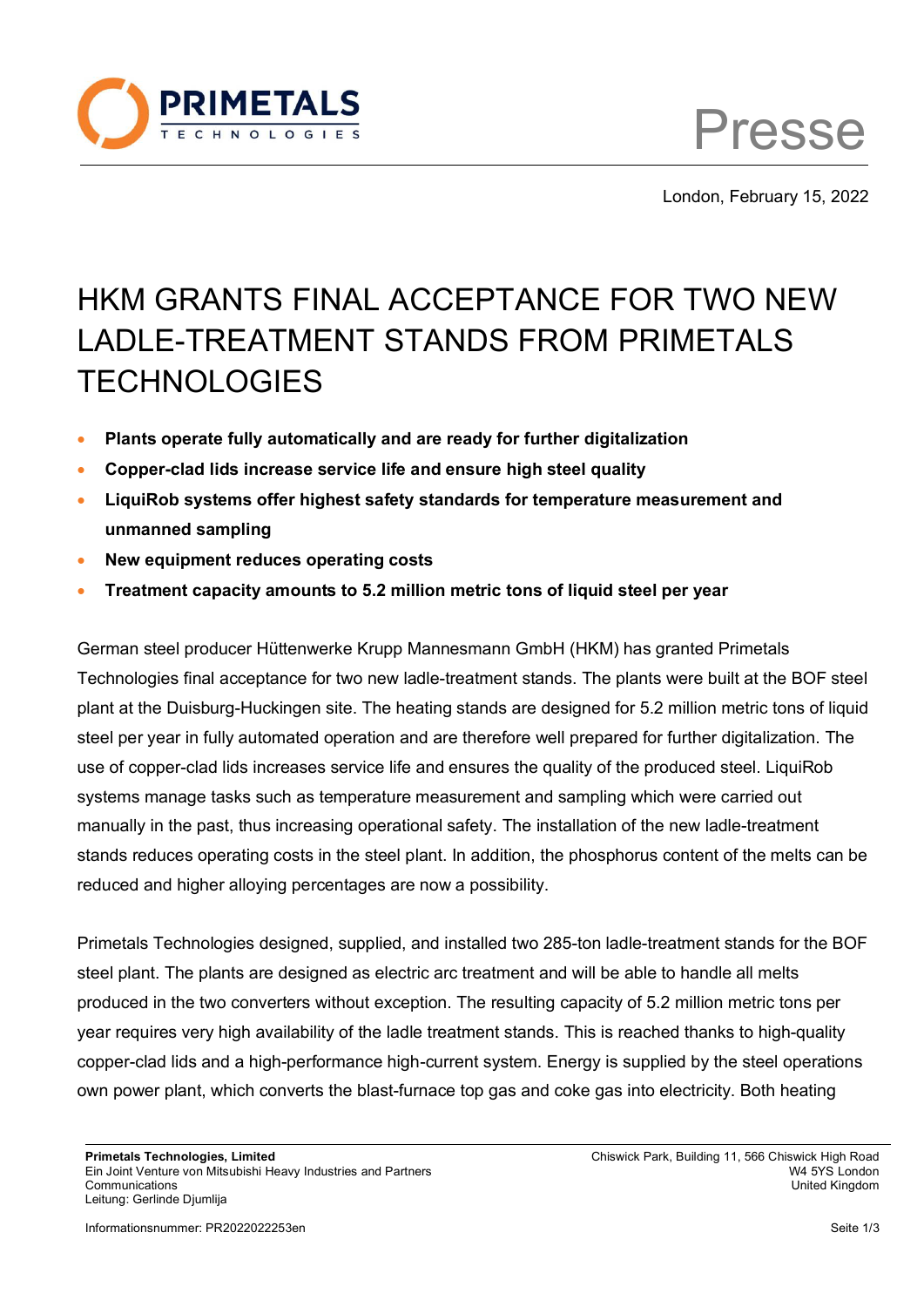London, February 15, 2022

# HKM GRANTS FINAL ACCEPTANCE FOR TWO NEW LADLE-TREATMENT STANDS FROM PRIMETALS TECHNOLOGIES

- **Plants operate fully automatically and are ready for further digitalization**
- **Copper-clad lids increase service life and ensure high steel quality**
- **LiquiRob systems offer highest safety standards for temperature measurement and unmanned sampling**
- **New equipment reduces operating costs**
- **Treatment capacity amounts to 5.2 million metric tons of liquid steel per year**

German steel producer Hüttenwerke Krupp Mannesmann GmbH (HKM) has granted Primetals Technologies final acceptance for two new ladle-treatment stands. The plants were built at the BOF steel plant at the Duisburg-Huckingen site. The heating stands are designed for 5.2 million metric tons of liquid steel per year in fully automated operation and are therefore well prepared for further digitalization. The use of copper-clad lids increases service life and ensures the quality of the produced steel. LiquiRob systems manage tasks such as temperature measurement and sampling which were carried out manually in the past, thus increasing operational safety. The installation of the new ladle-treatment stands reduces operating costs in the steel plant. In addition, the phosphorus content of the melts can be reduced and higher alloying percentages are now a possibility.

Primetals Technologies designed, supplied, and installed two 285-ton ladle-treatment stands for the BOF steel plant. The plants are designed as electric arc treatment and will be able to handle all melts produced in the two converters without exception. The resulting capacity of 5.2 million metric tons per year requires very high availability of the ladle treatment stands. This is reached thanks to high-quality copper-clad lids and a high-performance high-current system. Energy is supplied by the steel operations own power plant, which converts the blast-furnace top gas and coke gas into electricity. Both heating

**Primetals Technologies, Limited**
Ein Joint Venture von Mitsubishi Heavy Industries and Partners
Communications
Leitung: Gerlinde Djumlija

Chiswick Park, Building 11, 566 Chiswick High Road
W4 5YS London
United Kingdom

Informationsnummer: PR2022022253en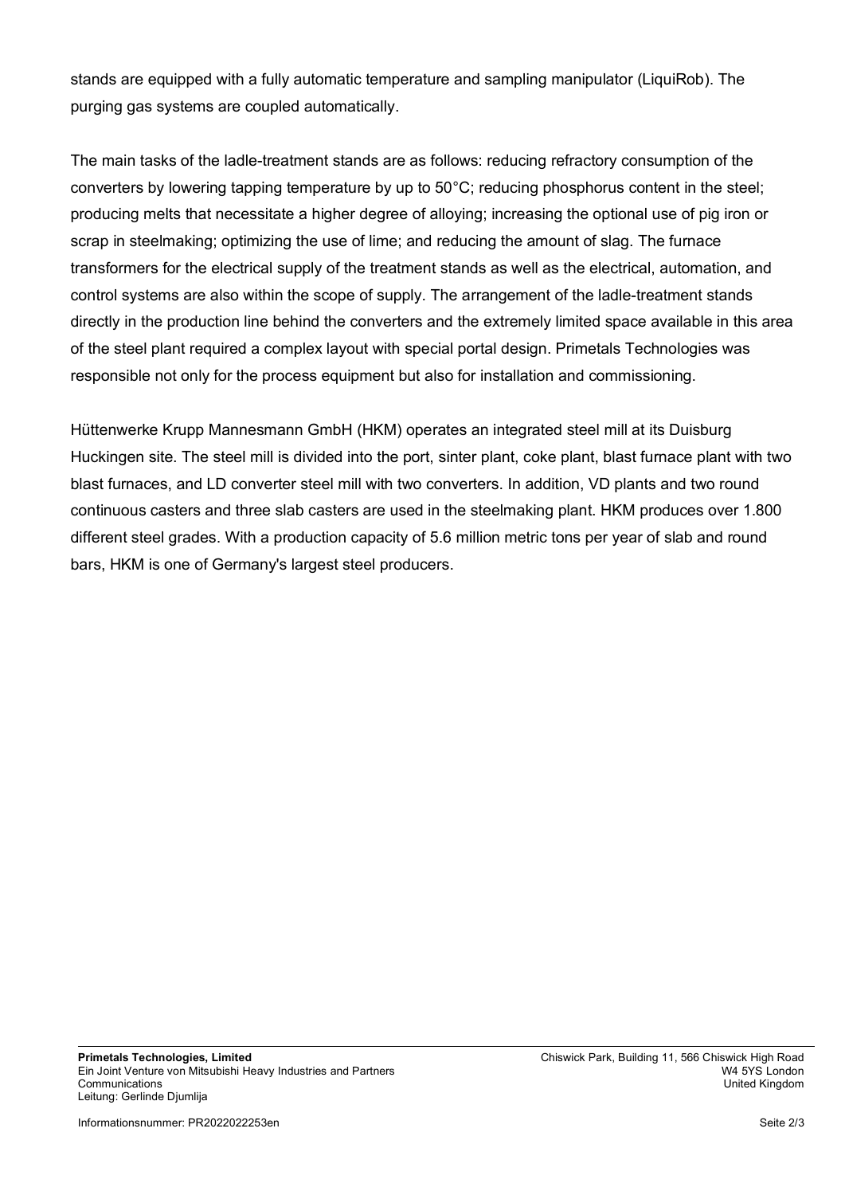stands are equipped with a fully automatic temperature and sampling manipulator (LiquiRob). The purging gas systems are coupled automatically.

The main tasks of the ladle-treatment stands are as follows: reducing refractory consumption of the converters by lowering tapping temperature by up to 50°C; reducing phosphorus content in the steel; producing melts that necessitate a higher degree of alloying; increasing the optional use of pig iron or scrap in steelmaking; optimizing the use of lime; and reducing the amount of slag. The furnace transformers for the electrical supply of the treatment stands as well as the electrical, automation, and control systems are also within the scope of supply. The arrangement of the ladle-treatment stands directly in the production line behind the converters and the extremely limited space available in this area of the steel plant required a complex layout with special portal design. Primetals Technologies was responsible not only for the process equipment but also for installation and commissioning.

Hüttenwerke Krupp Mannesmann GmbH (HKM) operates an integrated steel mill at its Duisburg Huckingen site. The steel mill is divided into the port, sinter plant, coke plant, blast furnace plant with two blast furnaces, and LD converter steel mill with two converters. In addition, VD plants and two round continuous casters and three slab casters are used in the steelmaking plant. HKM produces over 1.800 different steel grades. With a production capacity of 5.6 million metric tons per year of slab and round bars, HKM is one of Germany's largest steel producers.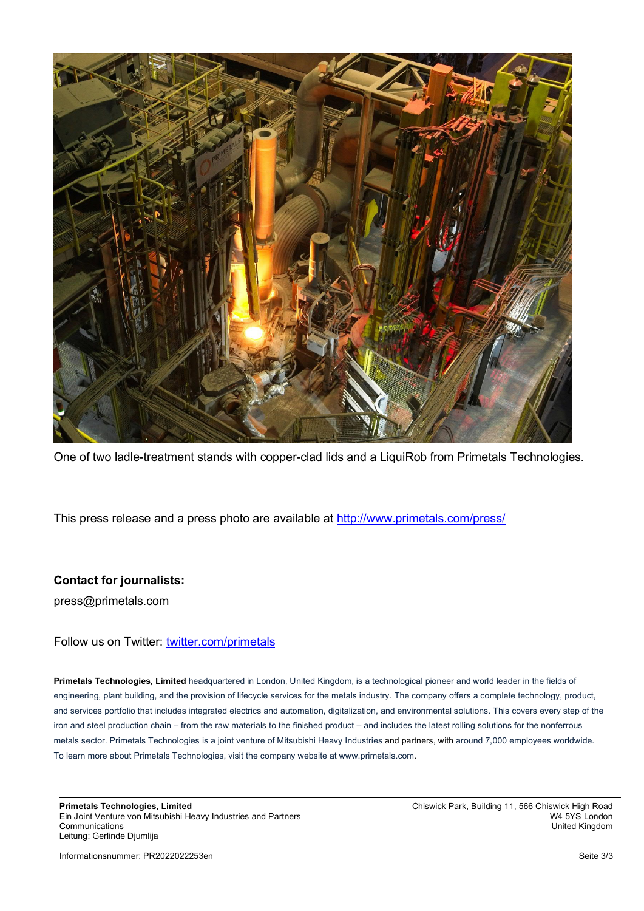One of two ladle-treatment stands with copper-clad lids and a LiquiRob from Primetals Technologies.

This press release and a press photo are available at http://www.primetals.com/press/

**Contact for journalists:**

press@primetals.com

Follow us on Twitter: twitter.com/primetals

**Primetals Technologies, Limited** headquartered in London, United Kingdom, is a technological pioneer and world leader in the fields of engineering, plant building, and the provision of lifecycle services for the metals industry. The company offers a complete technology, product, and services portfolio that includes integrated electrics and automation, digitalization, and environmental solutions. This covers every step of the iron and steel production chain – from the raw materials to the finished product – and includes the latest rolling solutions for the nonferrous metals sector. Primetals Technologies is a joint venture of Mitsubishi Heavy Industries and partners, with around 7,000 employees worldwide. To learn more about Primetals Technologies, visit the company website at www.primetals.com.

**Primetals Technologies, Limited**
Ein Joint Venture von Mitsubishi Heavy Industries and Partners
Communications
Leitung: Gerlinde Djumlija

Chiswick Park, Building 11, 566 Chiswick High Road
W4 5YS London
United Kingdom

Informationsnummer: PR2022022253en